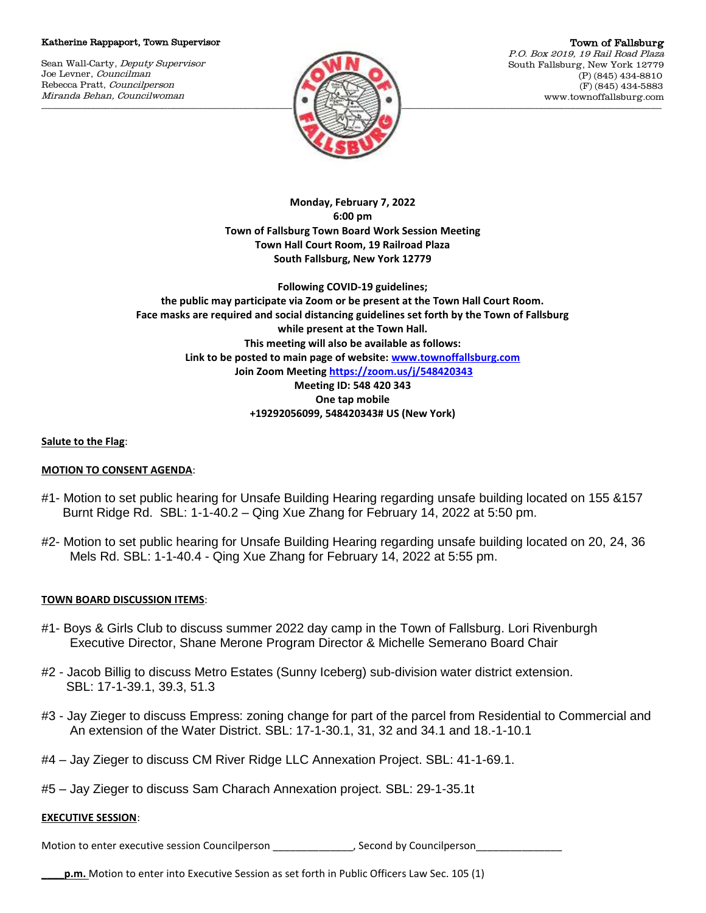Katherine Rappaport, Town Supervisor

Sean Wall-Carty, *Deputy Supervisor*
Joe Levner, *Councilman*
Rebecca Pratt, *Councilperson*
*Miranda Behan, Councilwoman*

Town of Fallsburg
*P.O. Box 2019, 19 Rail Road Plaza*
South Fallsburg, New York 12779
(P) (845) 434-8810
(F) (845) 434-5883
www.townoffallsburg.com

**Monday, February 7, 2022**
**6:00 pm**
**Town of Fallsburg Town Board Work Session Meeting**
**Town Hall Court Room, 19 Railroad Plaza**
**South Fallsburg, New York 12779**

**Following COVID-19 guidelines;**
**the public may participate via Zoom or be present at the Town Hall Court Room.**
**Face masks are required and social distancing guidelines set forth by the Town of Fallsburg while present at the Town Hall.**
**This meeting will also be available as follows:**
**Link to be posted to main page of website: www.townoffallsburg.com**
**Join Zoom Meeting https://zoom.us/j/548420343**
**Meeting ID: 548 420 343**
**One tap mobile**
**+19292056099, 548420343# US (New York)**

**Salute to the Flag**:

**MOTION TO CONSENT AGENDA**:

#1- Motion to set public hearing for Unsafe Building Hearing regarding unsafe building located on 155 &157 Burnt Ridge Rd. SBL: 1-1-40.2 – Qing Xue Zhang for February 14, 2022 at 5:50 pm.

#2- Motion to set public hearing for Unsafe Building Hearing regarding unsafe building located on 20, 24, 36 Mels Rd. SBL: 1-1-40.4 - Qing Xue Zhang for February 14, 2022 at 5:55 pm.

**TOWN BOARD DISCUSSION ITEMS**:

#1- Boys & Girls Club to discuss summer 2022 day camp in the Town of Fallsburg. Lori Rivenburgh Executive Director, Shane Merone Program Director & Michelle Semerano Board Chair

#2 - Jacob Billig to discuss Metro Estates (Sunny Iceberg) sub-division water district extension. SBL: 17-1-39.1, 39.3, 51.3

#3 - Jay Zieger to discuss Empress: zoning change for part of the parcel from Residential to Commercial and An extension of the Water District. SBL: 17-1-30.1, 31, 32 and 34.1 and 18.-1-10.1

#4 – Jay Zieger to discuss CM River Ridge LLC Annexation Project. SBL: 41-1-69.1.

#5 – Jay Zieger to discuss Sam Charach Annexation project. SBL: 29-1-35.1t

**EXECUTIVE SESSION**:

Motion to enter executive session Councilperson ______________, Second by Councilperson_______________

**____p.m.** Motion to enter into Executive Session as set forth in Public Officers Law Sec. 105 (1)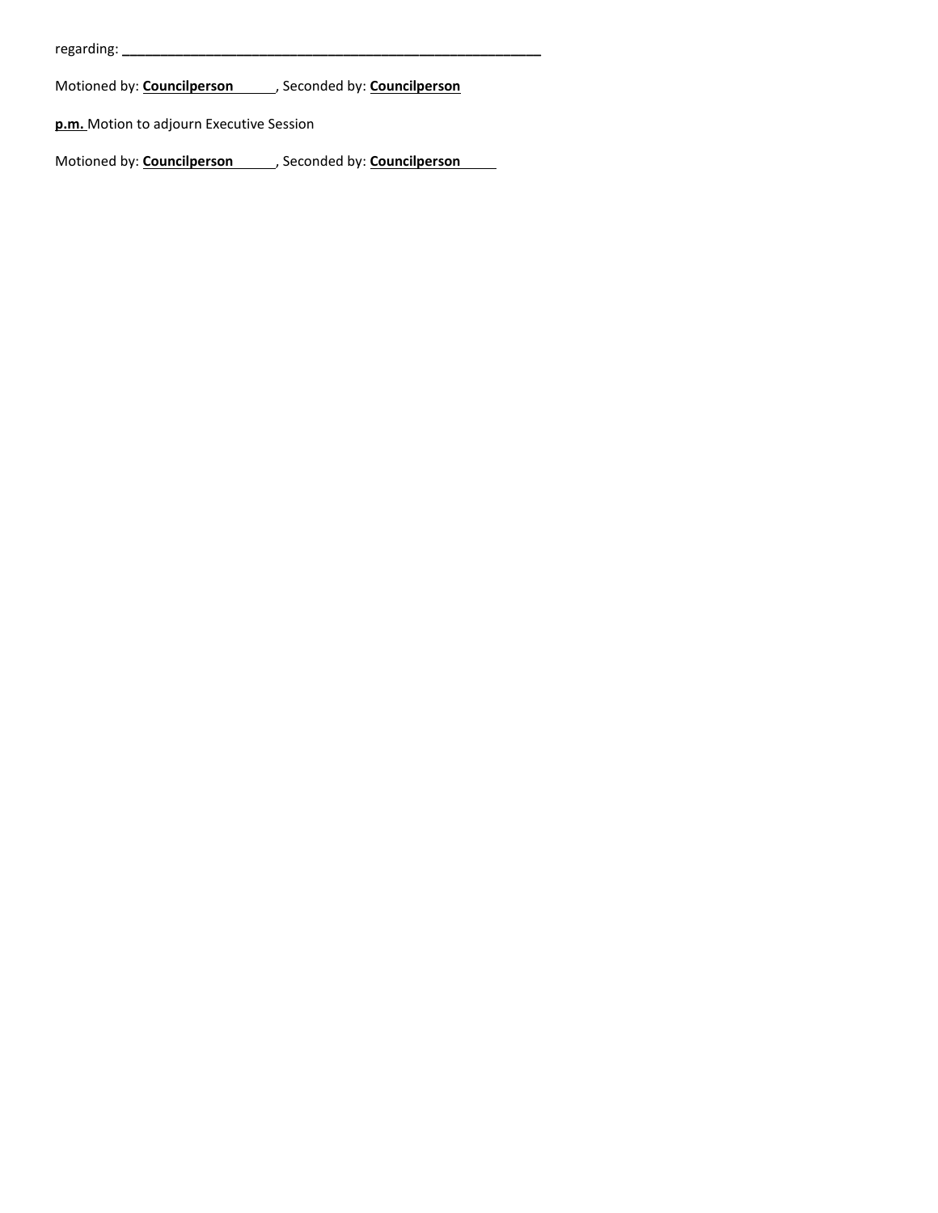regarding: \_\_\_\_\_\_\_\_\_\_\_\_\_\_\_\_\_\_\_\_\_\_\_\_\_\_\_\_\_\_\_\_\_\_\_\_\_\_\_\_\_\_\_\_\_\_\_\_\_\_\_\_\_\_\_\_

Motioned by: **Councilperson** \_\_\_\_\_\_, Seconded by: **Councilperson**

**p.m.** Motion to adjourn Executive Session

Motioned by: **Councilperson** \_\_\_\_\_\_, Seconded by: **Councilperson** \_\_\_\_\_